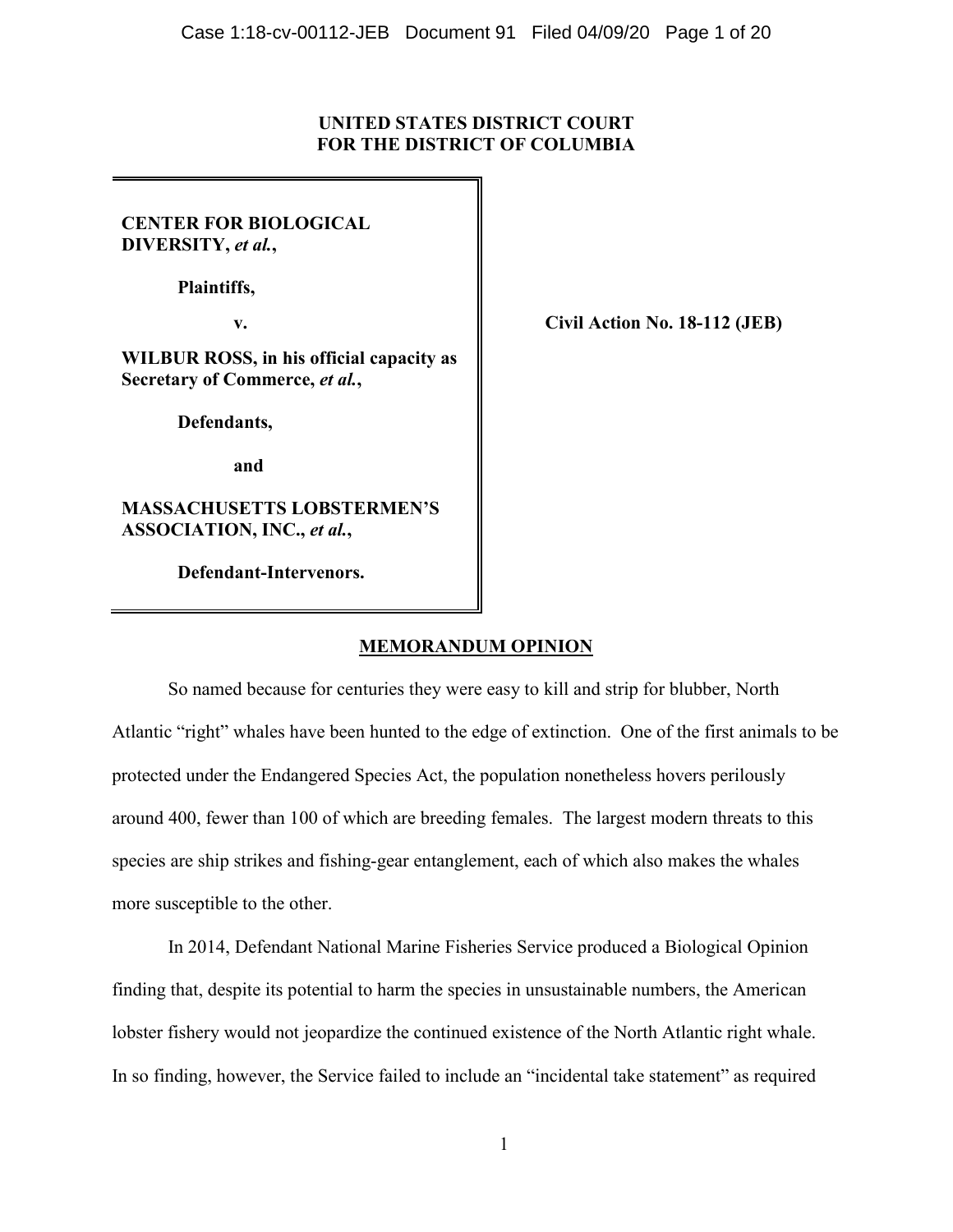**UNITED STATES DISTRICT COURT**
**FOR THE DISTRICT OF COLUMBIA**

| | |
|---|---|
| **CENTER FOR BIOLOGICAL DIVERSITY, *et al.*,**<br><br>**Plaintiffs,**<br><br>**v.**<br><br>**WILBUR ROSS, in his official capacity as Secretary of Commerce, *et al.*,**<br><br>**Defendants,**<br><br>**and**<br><br>**MASSACHUSETTS LOBSTERMEN'S ASSOCIATION, INC., *et al.*,**<br><br>**Defendant-Intervenors.** | **Civil Action No. 18-112 (JEB)** |

## MEMORANDUM OPINION

So named because for centuries they were easy to kill and strip for blubber, North Atlantic "right" whales have been hunted to the edge of extinction. One of the first animals to be protected under the Endangered Species Act, the population nonetheless hovers perilously around 400, fewer than 100 of which are breeding females. The largest modern threats to this species are ship strikes and fishing-gear entanglement, each of which also makes the whales more susceptible to the other.

In 2014, Defendant National Marine Fisheries Service produced a Biological Opinion finding that, despite its potential to harm the species in unsustainable numbers, the American lobster fishery would not jeopardize the continued existence of the North Atlantic right whale. In so finding, however, the Service failed to include an "incidental take statement" as required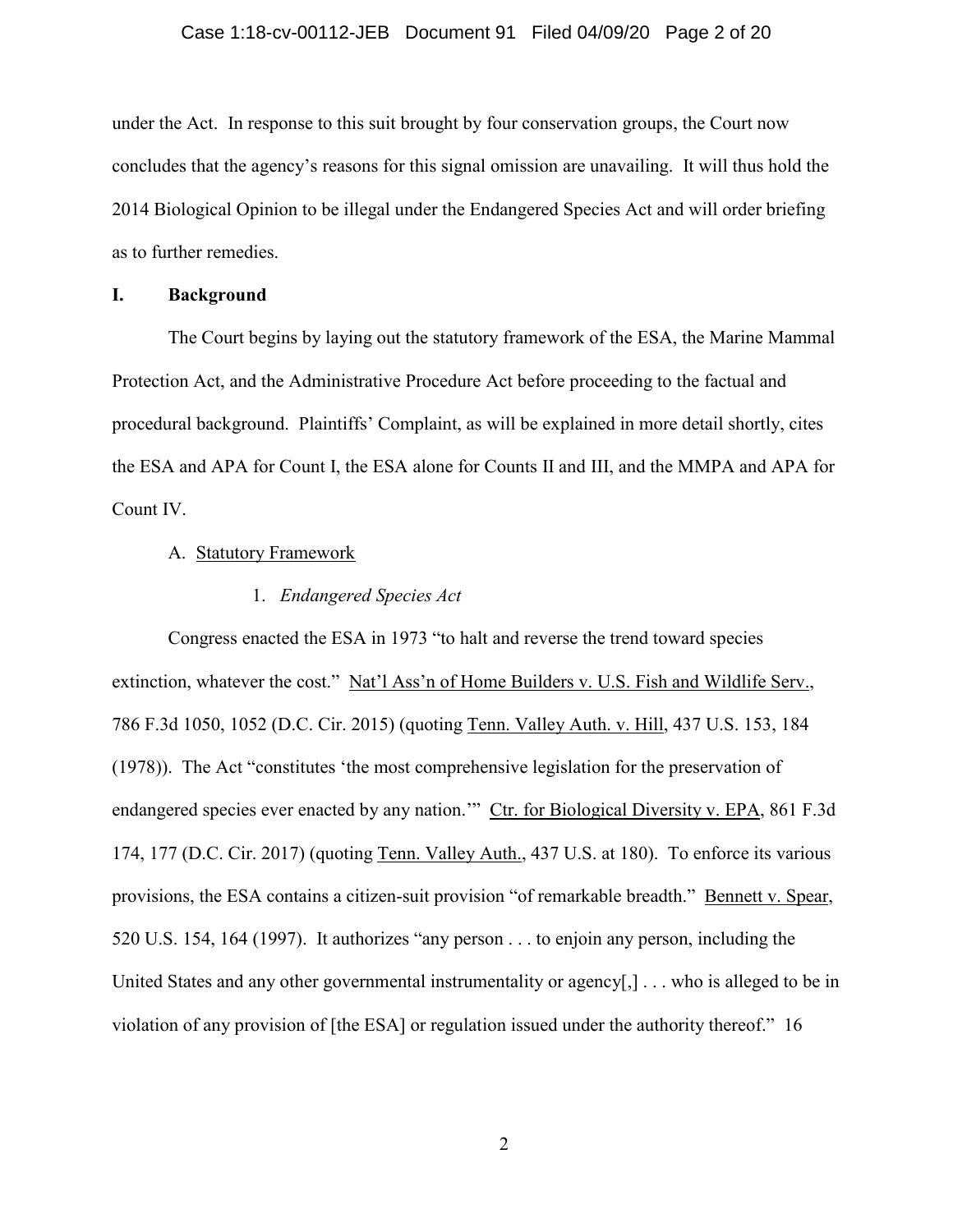under the Act. In response to this suit brought by four conservation groups, the Court now concludes that the agency's reasons for this signal omission are unavailing. It will thus hold the 2014 Biological Opinion to be illegal under the Endangered Species Act and will order briefing as to further remedies.

## I. Background

The Court begins by laying out the statutory framework of the ESA, the Marine Mammal Protection Act, and the Administrative Procedure Act before proceeding to the factual and procedural background. Plaintiffs' Complaint, as will be explained in more detail shortly, cites the ESA and APA for Count I, the ESA alone for Counts II and III, and the MMPA and APA for Count IV.

### A. Statutory Framework

#### 1. *Endangered Species Act*

Congress enacted the ESA in 1973 "to halt and reverse the trend toward species extinction, whatever the cost." Nat'l Ass'n of Home Builders v. U.S. Fish and Wildlife Serv., 786 F.3d 1050, 1052 (D.C. Cir. 2015) (quoting Tenn. Valley Auth. v. Hill, 437 U.S. 153, 184 (1978)). The Act "constitutes 'the most comprehensive legislation for the preservation of endangered species ever enacted by any nation.'" Ctr. for Biological Diversity v. EPA, 861 F.3d 174, 177 (D.C. Cir. 2017) (quoting Tenn. Valley Auth., 437 U.S. at 180). To enforce its various provisions, the ESA contains a citizen-suit provision "of remarkable breadth." Bennett v. Spear, 520 U.S. 154, 164 (1997). It authorizes "any person . . . to enjoin any person, including the United States and any other governmental instrumentality or agency[,] . . . who is alleged to be in violation of any provision of [the ESA] or regulation issued under the authority thereof." 16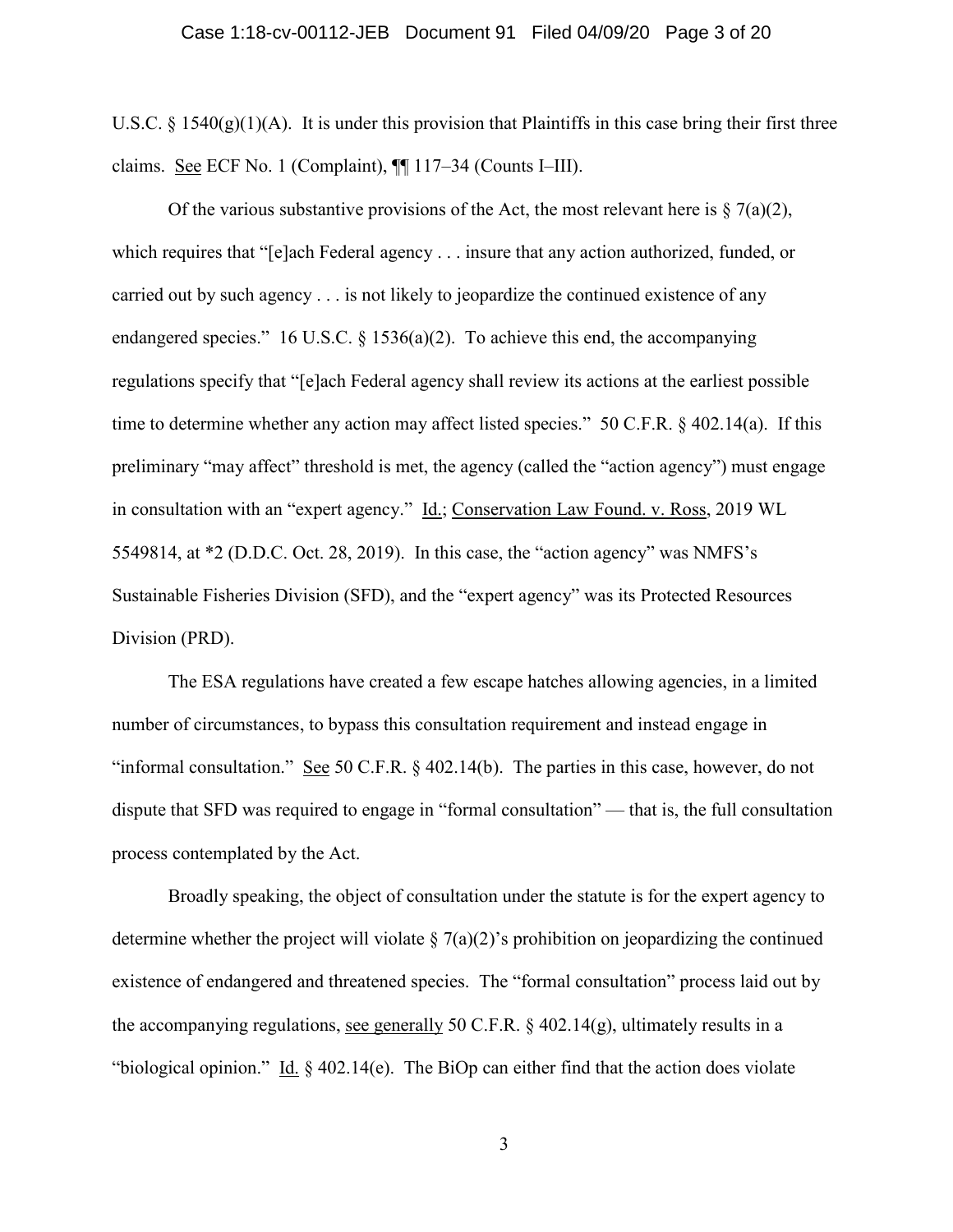U.S.C. § 1540(g)(1)(A). It is under this provision that Plaintiffs in this case bring their first three claims. See ECF No. 1 (Complaint), ¶¶ 117–34 (Counts I–III).

Of the various substantive provisions of the Act, the most relevant here is § 7(a)(2), which requires that "[e]ach Federal agency . . . insure that any action authorized, funded, or carried out by such agency . . . is not likely to jeopardize the continued existence of any endangered species." 16 U.S.C. § 1536(a)(2). To achieve this end, the accompanying regulations specify that "[e]ach Federal agency shall review its actions at the earliest possible time to determine whether any action may affect listed species." 50 C.F.R. § 402.14(a). If this preliminary "may affect" threshold is met, the agency (called the "action agency") must engage in consultation with an "expert agency." Id.; Conservation Law Found. v. Ross, 2019 WL 5549814, at *2 (D.D.C. Oct. 28, 2019). In this case, the "action agency" was NMFS's Sustainable Fisheries Division (SFD), and the "expert agency" was its Protected Resources Division (PRD).

The ESA regulations have created a few escape hatches allowing agencies, in a limited number of circumstances, to bypass this consultation requirement and instead engage in "informal consultation." See 50 C.F.R. § 402.14(b). The parties in this case, however, do not dispute that SFD was required to engage in "formal consultation" — that is, the full consultation process contemplated by the Act.

Broadly speaking, the object of consultation under the statute is for the expert agency to determine whether the project will violate § 7(a)(2)'s prohibition on jeopardizing the continued existence of endangered and threatened species. The "formal consultation" process laid out by the accompanying regulations, see generally 50 C.F.R. § 402.14(g), ultimately results in a "biological opinion." Id. § 402.14(e). The BiOp can either find that the action does violate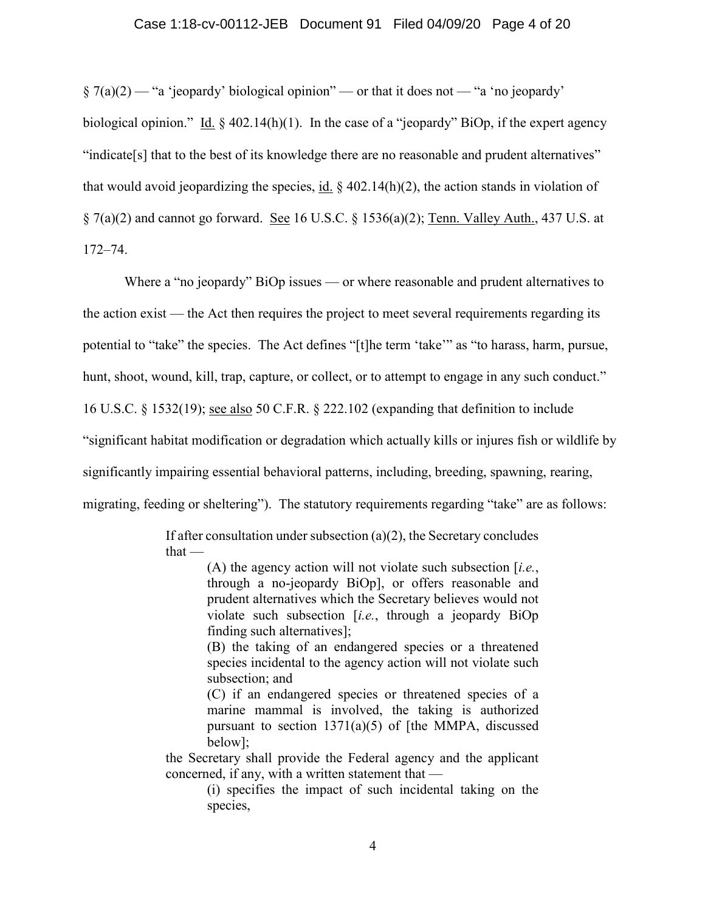§ 7(a)(2) — "a 'jeopardy' biological opinion" — or that it does not — "a 'no jeopardy' biological opinion." Id. § 402.14(h)(1). In the case of a "jeopardy" BiOp, if the expert agency "indicate[s] that to the best of its knowledge there are no reasonable and prudent alternatives" that would avoid jeopardizing the species, id. § 402.14(h)(2), the action stands in violation of § 7(a)(2) and cannot go forward. See 16 U.S.C. § 1536(a)(2); Tenn. Valley Auth., 437 U.S. at 172–74.

Where a "no jeopardy" BiOp issues — or where reasonable and prudent alternatives to the action exist — the Act then requires the project to meet several requirements regarding its potential to "take" the species. The Act defines "[t]he term 'take'" as "to harass, harm, pursue, hunt, shoot, wound, kill, trap, capture, or collect, or to attempt to engage in any such conduct." 16 U.S.C. § 1532(19); see also 50 C.F.R. § 222.102 (expanding that definition to include "significant habitat modification or degradation which actually kills or injures fish or wildlife by significantly impairing essential behavioral patterns, including, breeding, spawning, rearing, migrating, feeding or sheltering"). The statutory requirements regarding "take" are as follows:

> If after consultation under subsection (a)(2), the Secretary concludes that —
>
> > (A) the agency action will not violate such subsection [*i.e.*, through a no-jeopardy BiOp], or offers reasonable and prudent alternatives which the Secretary believes would not violate such subsection [*i.e.*, through a jeopardy BiOp finding such alternatives];
> >
> > (B) the taking of an endangered species or a threatened species incidental to the agency action will not violate such subsection; and
> >
> > (C) if an endangered species or threatened species of a marine mammal is involved, the taking is authorized pursuant to section 1371(a)(5) of [the MMPA, discussed below];
>
> the Secretary shall provide the Federal agency and the applicant concerned, if any, with a written statement that —
>
> > (i) specifies the impact of such incidental taking on the species,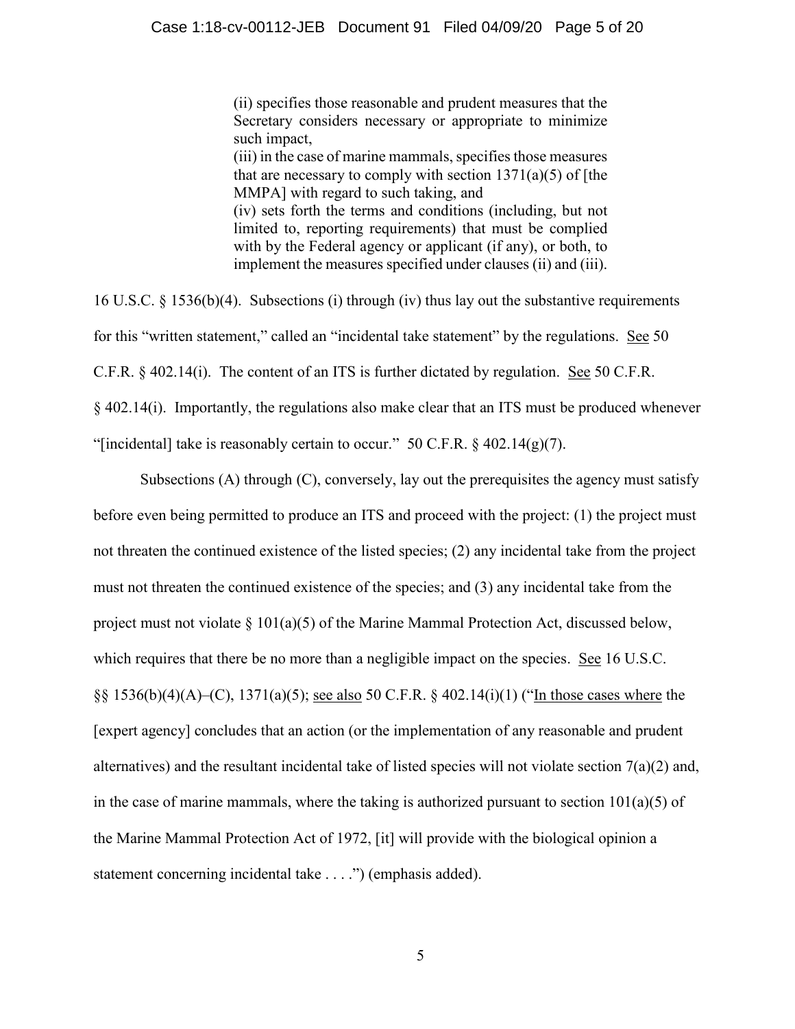> (ii) specifies those reasonable and prudent measures that the Secretary considers necessary or appropriate to minimize such impact,
> (iii) in the case of marine mammals, specifies those measures that are necessary to comply with section 1371(a)(5) of [the MMPA] with regard to such taking, and
> (iv) sets forth the terms and conditions (including, but not limited to, reporting requirements) that must be complied with by the Federal agency or applicant (if any), or both, to implement the measures specified under clauses (ii) and (iii).

16 U.S.C. § 1536(b)(4). Subsections (i) through (iv) thus lay out the substantive requirements for this "written statement," called an "incidental take statement" by the regulations. See 50 C.F.R. § 402.14(i). The content of an ITS is further dictated by regulation. See 50 C.F.R. § 402.14(i). Importantly, the regulations also make clear that an ITS must be produced whenever "[incidental] take is reasonably certain to occur." 50 C.F.R. § 402.14(g)(7).

Subsections (A) through (C), conversely, lay out the prerequisites the agency must satisfy before even being permitted to produce an ITS and proceed with the project: (1) the project must not threaten the continued existence of the listed species; (2) any incidental take from the project must not threaten the continued existence of the species; and (3) any incidental take from the project must not violate § 101(a)(5) of the Marine Mammal Protection Act, discussed below, which requires that there be no more than a negligible impact on the species. See 16 U.S.C. §§ 1536(b)(4)(A)–(C), 1371(a)(5); see also 50 C.F.R. § 402.14(i)(1) ("In those cases where the [expert agency] concludes that an action (or the implementation of any reasonable and prudent alternatives) and the resultant incidental take of listed species will not violate section 7(a)(2) and, in the case of marine mammals, where the taking is authorized pursuant to section 101(a)(5) of the Marine Mammal Protection Act of 1972, [it] will provide with the biological opinion a statement concerning incidental take . . . .") (emphasis added).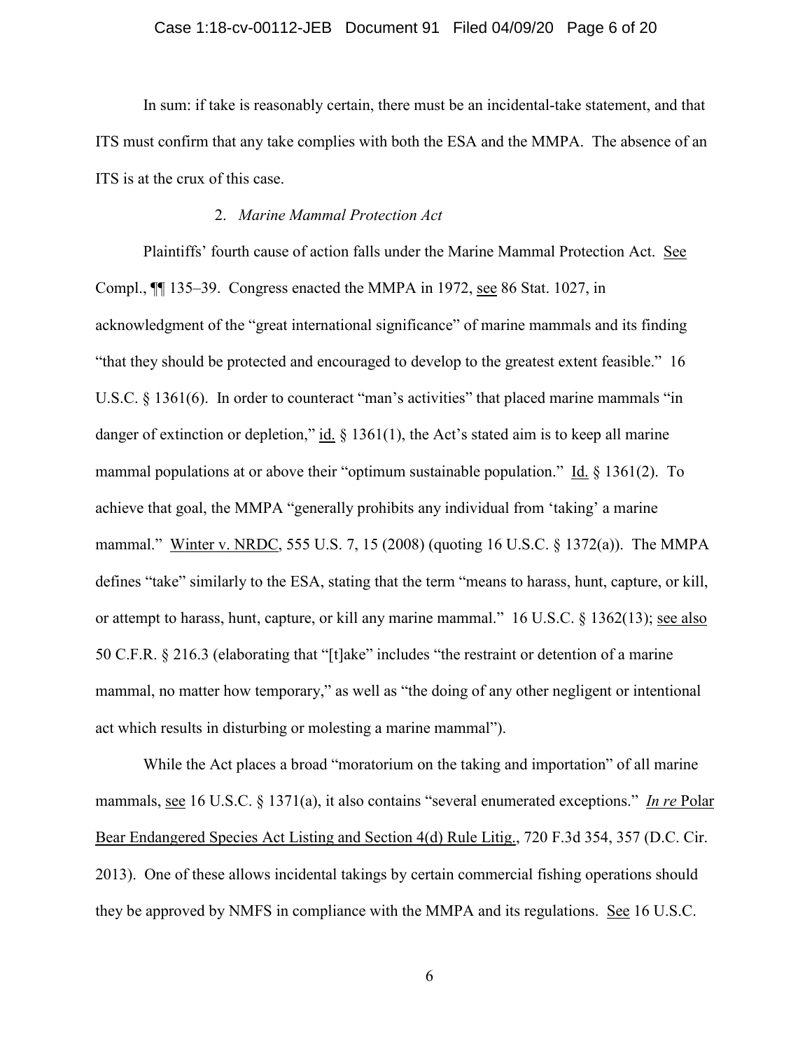In sum: if take is reasonably certain, there must be an incidental-take statement, and that ITS must confirm that any take complies with both the ESA and the MMPA. The absence of an ITS is at the crux of this case.

2. *Marine Mammal Protection Act*

Plaintiffs' fourth cause of action falls under the Marine Mammal Protection Act. See Compl., ¶¶ 135–39. Congress enacted the MMPA in 1972, see 86 Stat. 1027, in acknowledgment of the "great international significance" of marine mammals and its finding "that they should be protected and encouraged to develop to the greatest extent feasible." 16 U.S.C. § 1361(6). In order to counteract "man's activities" that placed marine mammals "in danger of extinction or depletion," id. § 1361(1), the Act's stated aim is to keep all marine mammal populations at or above their "optimum sustainable population." Id. § 1361(2). To achieve that goal, the MMPA "generally prohibits any individual from 'taking' a marine mammal." Winter v. NRDC, 555 U.S. 7, 15 (2008) (quoting 16 U.S.C. § 1372(a)). The MMPA defines "take" similarly to the ESA, stating that the term "means to harass, hunt, capture, or kill, or attempt to harass, hunt, capture, or kill any marine mammal." 16 U.S.C. § 1362(13); see also 50 C.F.R. § 216.3 (elaborating that "[t]ake" includes "the restraint or detention of a marine mammal, no matter how temporary," as well as "the doing of any other negligent or intentional act which results in disturbing or molesting a marine mammal").

While the Act places a broad "moratorium on the taking and importation" of all marine mammals, see 16 U.S.C. § 1371(a), it also contains "several enumerated exceptions." *In re* Polar Bear Endangered Species Act Listing and Section 4(d) Rule Litig., 720 F.3d 354, 357 (D.C. Cir. 2013). One of these allows incidental takings by certain commercial fishing operations should they be approved by NMFS in compliance with the MMPA and its regulations. See 16 U.S.C.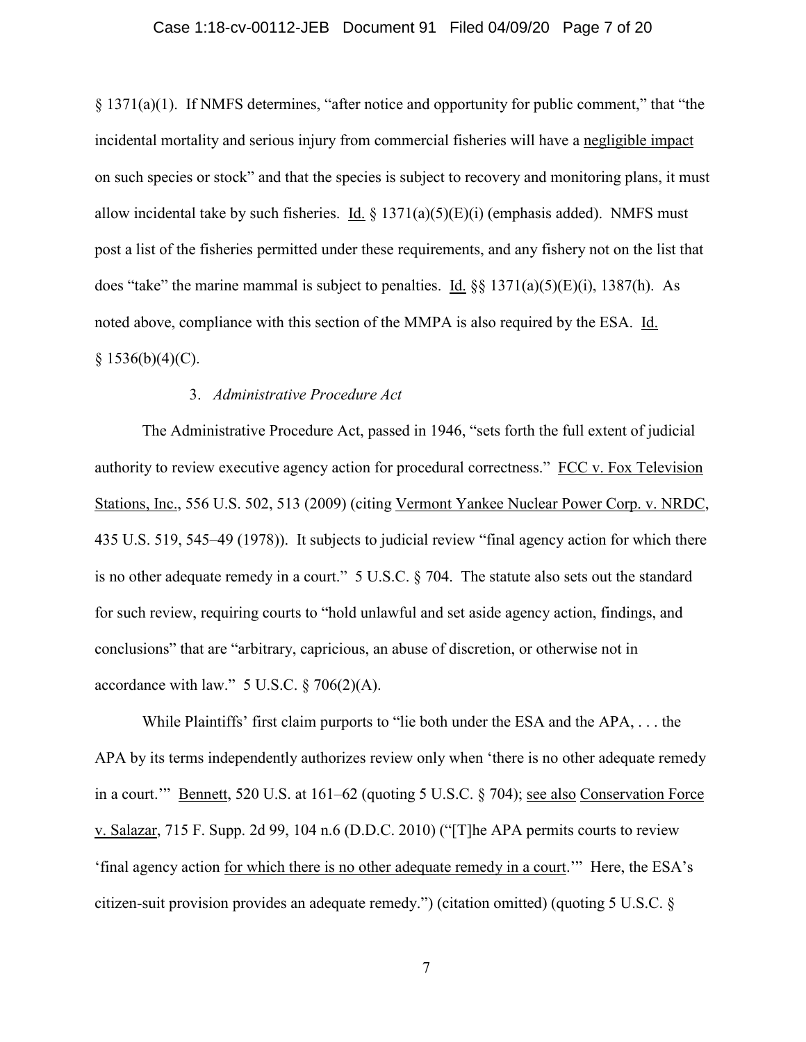§ 1371(a)(1). If NMFS determines, "after notice and opportunity for public comment," that "the incidental mortality and serious injury from commercial fisheries will have a negligible impact on such species or stock" and that the species is subject to recovery and monitoring plans, it must allow incidental take by such fisheries. Id. § 1371(a)(5)(E)(i) (emphasis added). NMFS must post a list of the fisheries permitted under these requirements, and any fishery not on the list that does "take" the marine mammal is subject to penalties. Id. §§ 1371(a)(5)(E)(i), 1387(h). As noted above, compliance with this section of the MMPA is also required by the ESA. Id. § 1536(b)(4)(C).

### 3. *Administrative Procedure Act*

The Administrative Procedure Act, passed in 1946, "sets forth the full extent of judicial authority to review executive agency action for procedural correctness." FCC v. Fox Television Stations, Inc., 556 U.S. 502, 513 (2009) (citing Vermont Yankee Nuclear Power Corp. v. NRDC, 435 U.S. 519, 545–49 (1978)). It subjects to judicial review "final agency action for which there is no other adequate remedy in a court." 5 U.S.C. § 704. The statute also sets out the standard for such review, requiring courts to "hold unlawful and set aside agency action, findings, and conclusions" that are "arbitrary, capricious, an abuse of discretion, or otherwise not in accordance with law." 5 U.S.C. § 706(2)(A).

While Plaintiffs' first claim purports to "lie both under the ESA and the APA, . . . the APA by its terms independently authorizes review only when 'there is no other adequate remedy in a court.'" Bennett, 520 U.S. at 161–62 (quoting 5 U.S.C. § 704); see also Conservation Force v. Salazar, 715 F. Supp. 2d 99, 104 n.6 (D.D.C. 2010) ("[T]he APA permits courts to review 'final agency action for which there is no other adequate remedy in a court.'" Here, the ESA's citizen-suit provision provides an adequate remedy.") (citation omitted) (quoting 5 U.S.C. §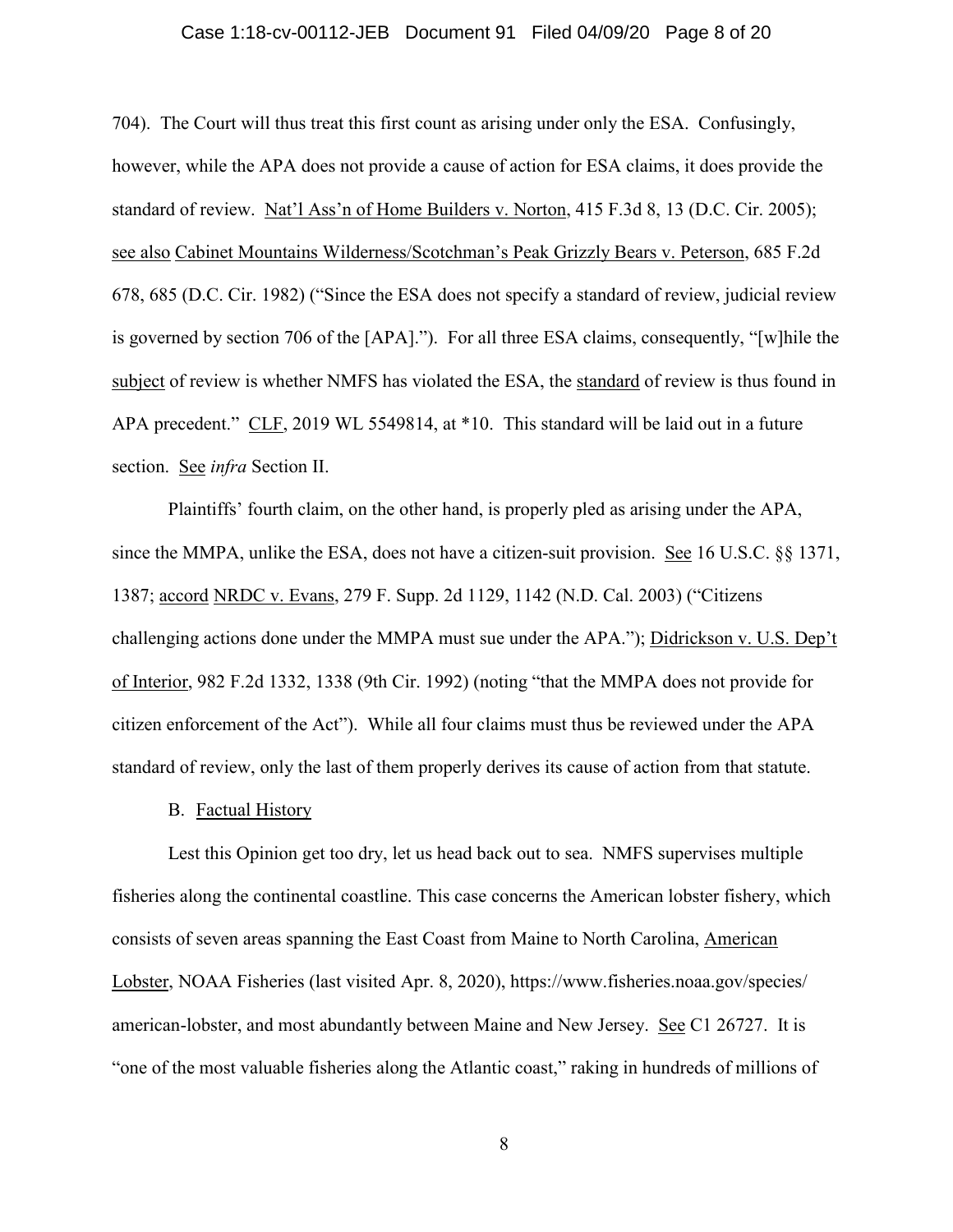704). The Court will thus treat this first count as arising under only the ESA. Confusingly, however, while the APA does not provide a cause of action for ESA claims, it does provide the standard of review. Nat'l Ass'n of Home Builders v. Norton, 415 F.3d 8, 13 (D.C. Cir. 2005); see also Cabinet Mountains Wilderness/Scotchman's Peak Grizzly Bears v. Peterson, 685 F.2d 678, 685 (D.C. Cir. 1982) ("Since the ESA does not specify a standard of review, judicial review is governed by section 706 of the [APA]."). For all three ESA claims, consequently, "[w]hile the subject of review is whether NMFS has violated the ESA, the standard of review is thus found in APA precedent." CLF, 2019 WL 5549814, at *10. This standard will be laid out in a future section. See *infra* Section II.

Plaintiffs' fourth claim, on the other hand, is properly pled as arising under the APA, since the MMPA, unlike the ESA, does not have a citizen-suit provision. See 16 U.S.C. §§ 1371, 1387; accord NRDC v. Evans, 279 F. Supp. 2d 1129, 1142 (N.D. Cal. 2003) ("Citizens challenging actions done under the MMPA must sue under the APA."); Didrickson v. U.S. Dep't of Interior, 982 F.2d 1332, 1338 (9th Cir. 1992) (noting "that the MMPA does not provide for citizen enforcement of the Act"). While all four claims must thus be reviewed under the APA standard of review, only the last of them properly derives its cause of action from that statute.

### B. Factual History

Lest this Opinion get too dry, let us head back out to sea. NMFS supervises multiple fisheries along the continental coastline. This case concerns the American lobster fishery, which consists of seven areas spanning the East Coast from Maine to North Carolina, American Lobster, NOAA Fisheries (last visited Apr. 8, 2020), https://www.fisheries.noaa.gov/species/american-lobster, and most abundantly between Maine and New Jersey. See C1 26727. It is "one of the most valuable fisheries along the Atlantic coast," raking in hundreds of millions of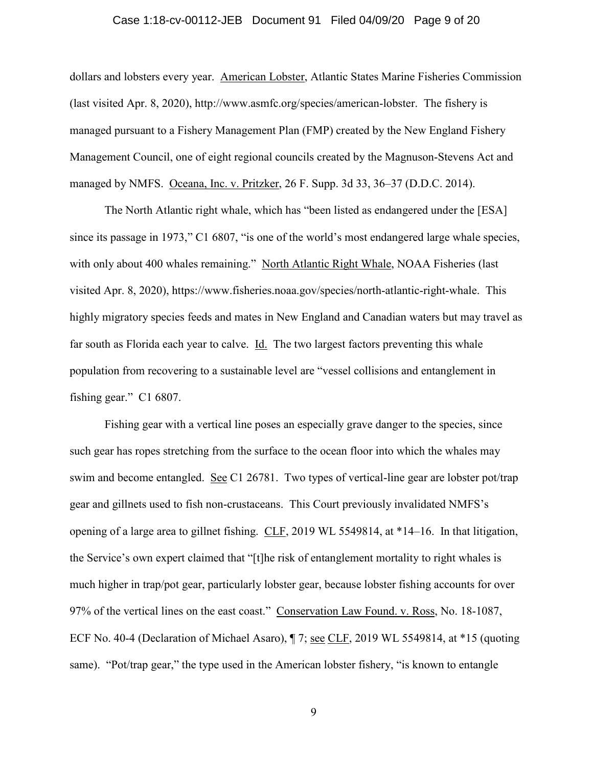dollars and lobsters every year. American Lobster, Atlantic States Marine Fisheries Commission (last visited Apr. 8, 2020), http://www.asmfc.org/species/american-lobster. The fishery is managed pursuant to a Fishery Management Plan (FMP) created by the New England Fishery Management Council, one of eight regional councils created by the Magnuson-Stevens Act and managed by NMFS. Oceana, Inc. v. Pritzker, 26 F. Supp. 3d 33, 36–37 (D.D.C. 2014).

The North Atlantic right whale, which has "been listed as endangered under the [ESA] since its passage in 1973," C1 6807, "is one of the world's most endangered large whale species, with only about 400 whales remaining." North Atlantic Right Whale, NOAA Fisheries (last visited Apr. 8, 2020), https://www.fisheries.noaa.gov/species/north-atlantic-right-whale. This highly migratory species feeds and mates in New England and Canadian waters but may travel as far south as Florida each year to calve. Id. The two largest factors preventing this whale population from recovering to a sustainable level are "vessel collisions and entanglement in fishing gear." C1 6807.

Fishing gear with a vertical line poses an especially grave danger to the species, since such gear has ropes stretching from the surface to the ocean floor into which the whales may swim and become entangled. See C1 26781. Two types of vertical-line gear are lobster pot/trap gear and gillnets used to fish non-crustaceans. This Court previously invalidated NMFS's opening of a large area to gillnet fishing. CLF, 2019 WL 5549814, at *14–16. In that litigation, the Service's own expert claimed that "[t]he risk of entanglement mortality to right whales is much higher in trap/pot gear, particularly lobster gear, because lobster fishing accounts for over 97% of the vertical lines on the east coast." Conservation Law Found. v. Ross, No. 18-1087, ECF No. 40-4 (Declaration of Michael Asaro), ¶ 7; see CLF, 2019 WL 5549814, at *15 (quoting same). "Pot/trap gear," the type used in the American lobster fishery, "is known to entangle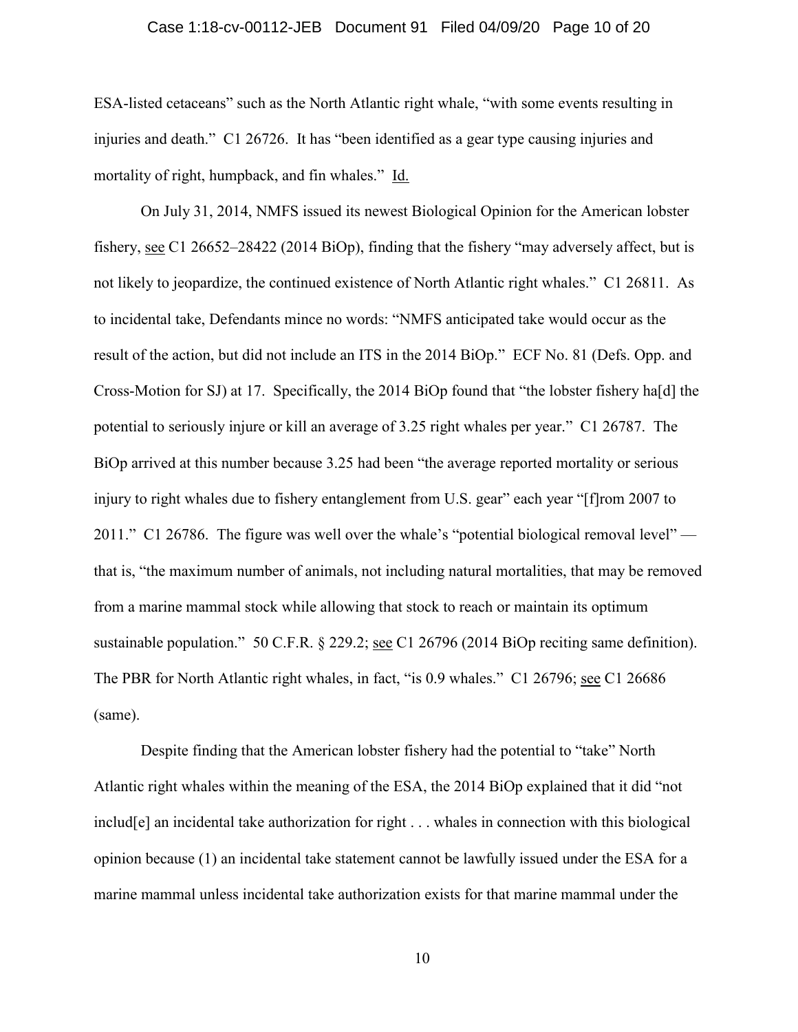ESA-listed cetaceans" such as the North Atlantic right whale, "with some events resulting in injuries and death." C1 26726. It has "been identified as a gear type causing injuries and mortality of right, humpback, and fin whales." Id.

On July 31, 2014, NMFS issued its newest Biological Opinion for the American lobster fishery, see C1 26652–28422 (2014 BiOp), finding that the fishery "may adversely affect, but is not likely to jeopardize, the continued existence of North Atlantic right whales." C1 26811. As to incidental take, Defendants mince no words: "NMFS anticipated take would occur as the result of the action, but did not include an ITS in the 2014 BiOp." ECF No. 81 (Defs. Opp. and Cross-Motion for SJ) at 17. Specifically, the 2014 BiOp found that "the lobster fishery ha[d] the potential to seriously injure or kill an average of 3.25 right whales per year." C1 26787. The BiOp arrived at this number because 3.25 had been "the average reported mortality or serious injury to right whales due to fishery entanglement from U.S. gear" each year "[f]rom 2007 to 2011." C1 26786. The figure was well over the whale's "potential biological removal level" — that is, "the maximum number of animals, not including natural mortalities, that may be removed from a marine mammal stock while allowing that stock to reach or maintain its optimum sustainable population." 50 C.F.R. § 229.2; see C1 26796 (2014 BiOp reciting same definition). The PBR for North Atlantic right whales, in fact, "is 0.9 whales." C1 26796; see C1 26686 (same).

Despite finding that the American lobster fishery had the potential to "take" North Atlantic right whales within the meaning of the ESA, the 2014 BiOp explained that it did "not includ[e] an incidental take authorization for right . . . whales in connection with this biological opinion because (1) an incidental take statement cannot be lawfully issued under the ESA for a marine mammal unless incidental take authorization exists for that marine mammal under the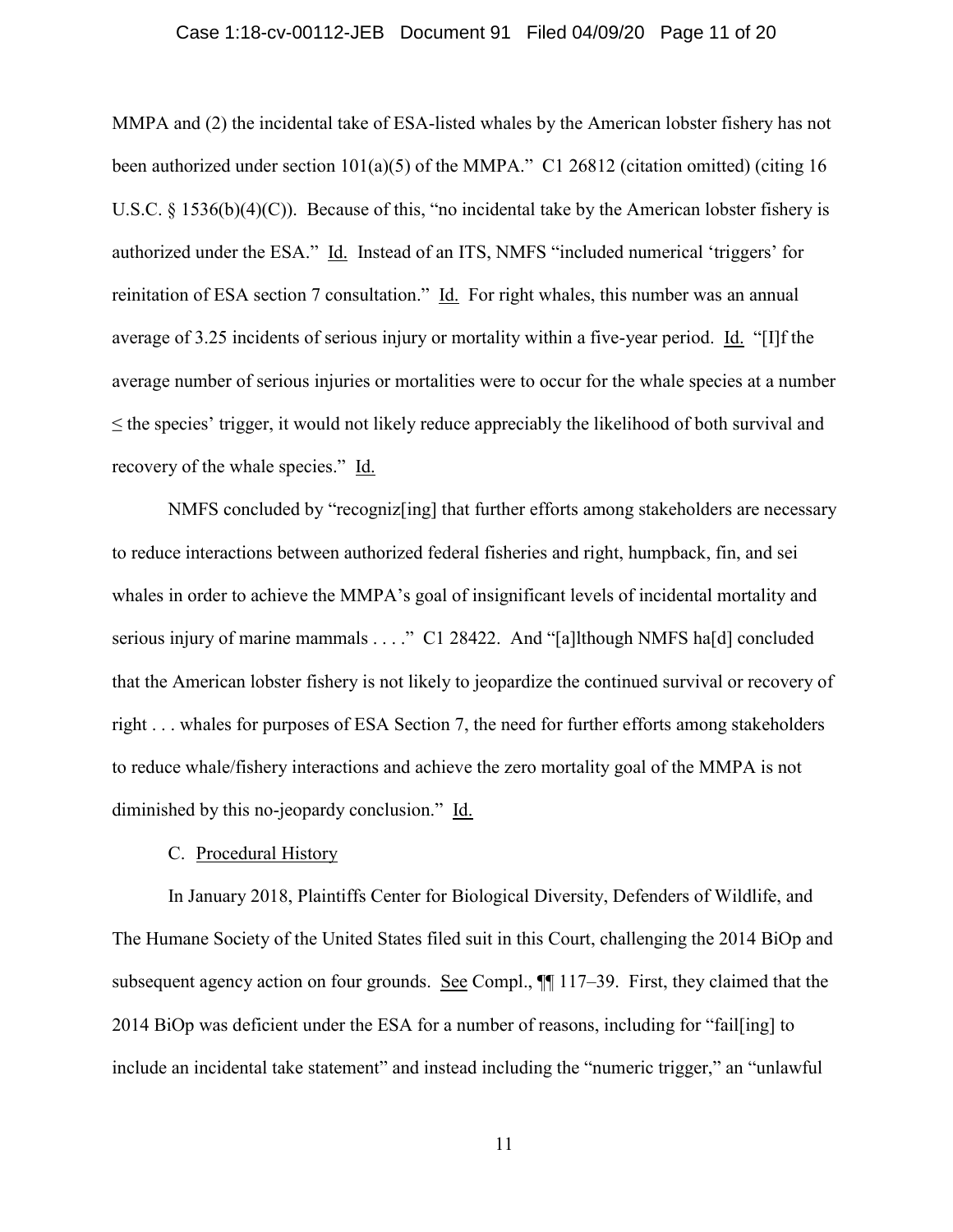MMPA and (2) the incidental take of ESA-listed whales by the American lobster fishery has not been authorized under section 101(a)(5) of the MMPA." C1 26812 (citation omitted) (citing 16 U.S.C. § 1536(b)(4)(C)). Because of this, "no incidental take by the American lobster fishery is authorized under the ESA." Id. Instead of an ITS, NMFS "included numerical 'triggers' for reinitation of ESA section 7 consultation." Id. For right whales, this number was an annual average of 3.25 incidents of serious injury or mortality within a five-year period. Id. "[I]f the average number of serious injuries or mortalities were to occur for the whale species at a number ≤ the species' trigger, it would not likely reduce appreciably the likelihood of both survival and recovery of the whale species." Id.

NMFS concluded by "recogniz[ing] that further efforts among stakeholders are necessary to reduce interactions between authorized federal fisheries and right, humpback, fin, and sei whales in order to achieve the MMPA's goal of insignificant levels of incidental mortality and serious injury of marine mammals . . . ." C1 28422. And "[a]lthough NMFS ha[d] concluded that the American lobster fishery is not likely to jeopardize the continued survival or recovery of right . . . whales for purposes of ESA Section 7, the need for further efforts among stakeholders to reduce whale/fishery interactions and achieve the zero mortality goal of the MMPA is not diminished by this no-jeopardy conclusion." Id.

C. Procedural History

In January 2018, Plaintiffs Center for Biological Diversity, Defenders of Wildlife, and The Humane Society of the United States filed suit in this Court, challenging the 2014 BiOp and subsequent agency action on four grounds. See Compl., ¶¶ 117–39. First, they claimed that the 2014 BiOp was deficient under the ESA for a number of reasons, including for "fail[ing] to include an incidental take statement" and instead including the "numeric trigger," an "unlawful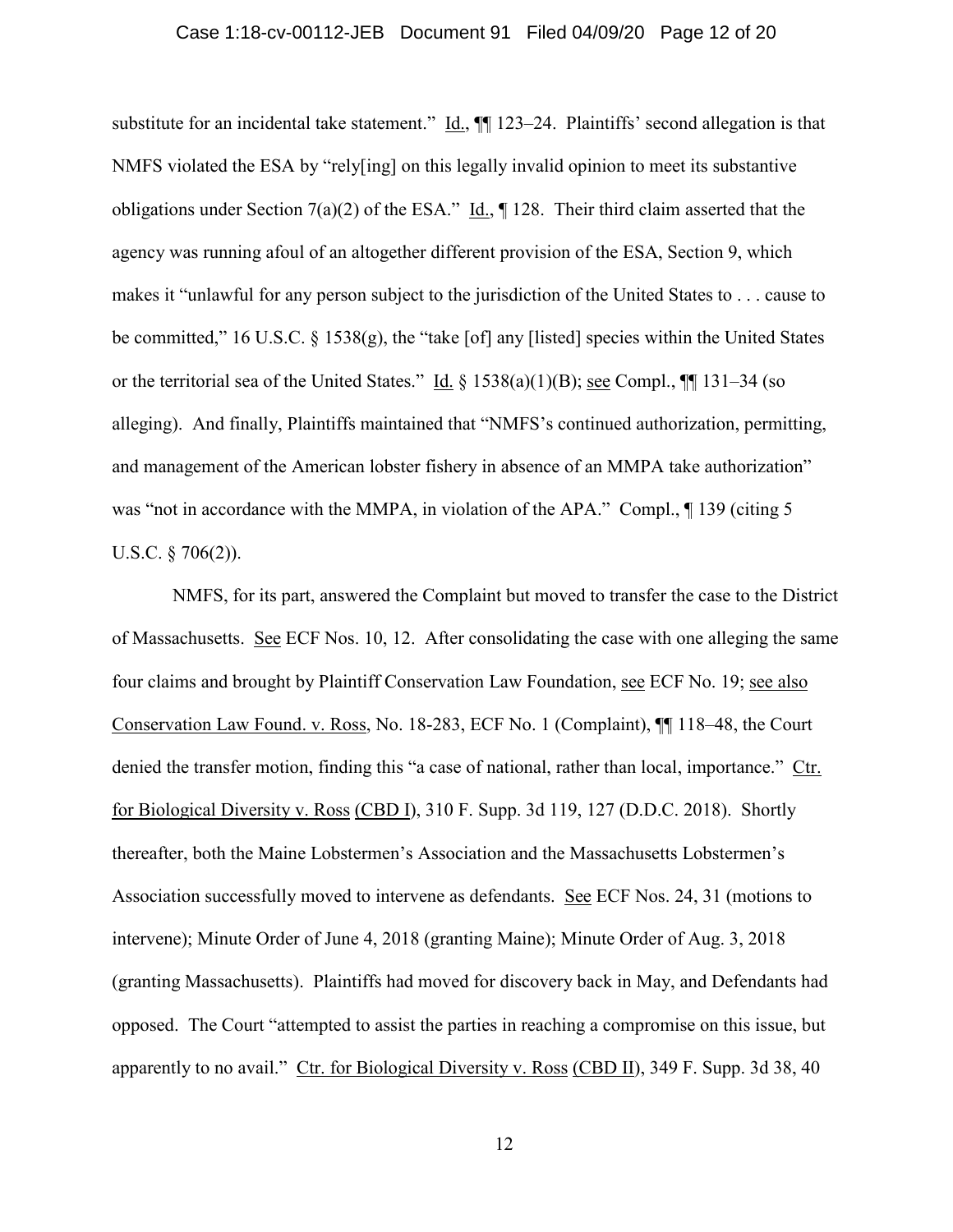substitute for an incidental take statement." Id., ¶¶ 123–24. Plaintiffs' second allegation is that NMFS violated the ESA by "rely[ing] on this legally invalid opinion to meet its substantive obligations under Section 7(a)(2) of the ESA." Id., ¶ 128. Their third claim asserted that the agency was running afoul of an altogether different provision of the ESA, Section 9, which makes it "unlawful for any person subject to the jurisdiction of the United States to . . . cause to be committed," 16 U.S.C. § 1538(g), the "take [of] any [listed] species within the United States or the territorial sea of the United States." Id. § 1538(a)(1)(B); see Compl., ¶¶ 131–34 (so alleging). And finally, Plaintiffs maintained that "NMFS's continued authorization, permitting, and management of the American lobster fishery in absence of an MMPA take authorization" was "not in accordance with the MMPA, in violation of the APA." Compl., ¶ 139 (citing 5 U.S.C. § 706(2)).

NMFS, for its part, answered the Complaint but moved to transfer the case to the District of Massachusetts. See ECF Nos. 10, 12. After consolidating the case with one alleging the same four claims and brought by Plaintiff Conservation Law Foundation, see ECF No. 19; see also Conservation Law Found. v. Ross, No. 18-283, ECF No. 1 (Complaint), ¶¶ 118–48, the Court denied the transfer motion, finding this "a case of national, rather than local, importance." Ctr. for Biological Diversity v. Ross (CBD I), 310 F. Supp. 3d 119, 127 (D.D.C. 2018). Shortly thereafter, both the Maine Lobstermen's Association and the Massachusetts Lobstermen's Association successfully moved to intervene as defendants. See ECF Nos. 24, 31 (motions to intervene); Minute Order of June 4, 2018 (granting Maine); Minute Order of Aug. 3, 2018 (granting Massachusetts). Plaintiffs had moved for discovery back in May, and Defendants had opposed. The Court "attempted to assist the parties in reaching a compromise on this issue, but apparently to no avail." Ctr. for Biological Diversity v. Ross (CBD II), 349 F. Supp. 3d 38, 40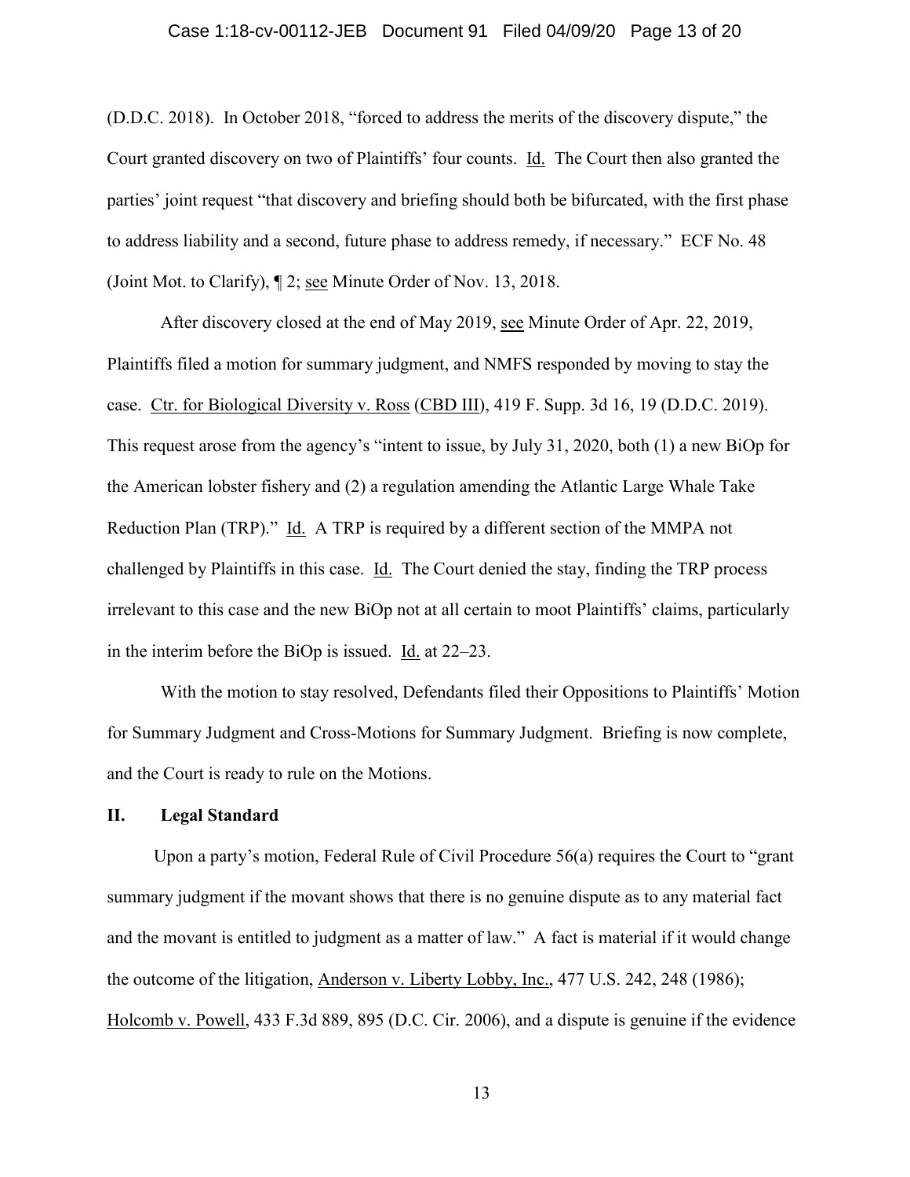(D.D.C. 2018). In October 2018, "forced to address the merits of the discovery dispute," the Court granted discovery on two of Plaintiffs' four counts. Id. The Court then also granted the parties' joint request "that discovery and briefing should both be bifurcated, with the first phase to address liability and a second, future phase to address remedy, if necessary." ECF No. 48 (Joint Mot. to Clarify), ¶ 2; see Minute Order of Nov. 13, 2018.

After discovery closed at the end of May 2019, see Minute Order of Apr. 22, 2019, Plaintiffs filed a motion for summary judgment, and NMFS responded by moving to stay the case. Ctr. for Biological Diversity v. Ross (CBD III), 419 F. Supp. 3d 16, 19 (D.D.C. 2019). This request arose from the agency's "intent to issue, by July 31, 2020, both (1) a new BiOp for the American lobster fishery and (2) a regulation amending the Atlantic Large Whale Take Reduction Plan (TRP)." Id. A TRP is required by a different section of the MMPA not challenged by Plaintiffs in this case. Id. The Court denied the stay, finding the TRP process irrelevant to this case and the new BiOp not at all certain to moot Plaintiffs' claims, particularly in the interim before the BiOp is issued. Id. at 22–23.

With the motion to stay resolved, Defendants filed their Oppositions to Plaintiffs' Motion for Summary Judgment and Cross-Motions for Summary Judgment. Briefing is now complete, and the Court is ready to rule on the Motions.

## II. Legal Standard

Upon a party's motion, Federal Rule of Civil Procedure 56(a) requires the Court to "grant summary judgment if the movant shows that there is no genuine dispute as to any material fact and the movant is entitled to judgment as a matter of law." A fact is material if it would change the outcome of the litigation, Anderson v. Liberty Lobby, Inc., 477 U.S. 242, 248 (1986); Holcomb v. Powell, 433 F.3d 889, 895 (D.C. Cir. 2006), and a dispute is genuine if the evidence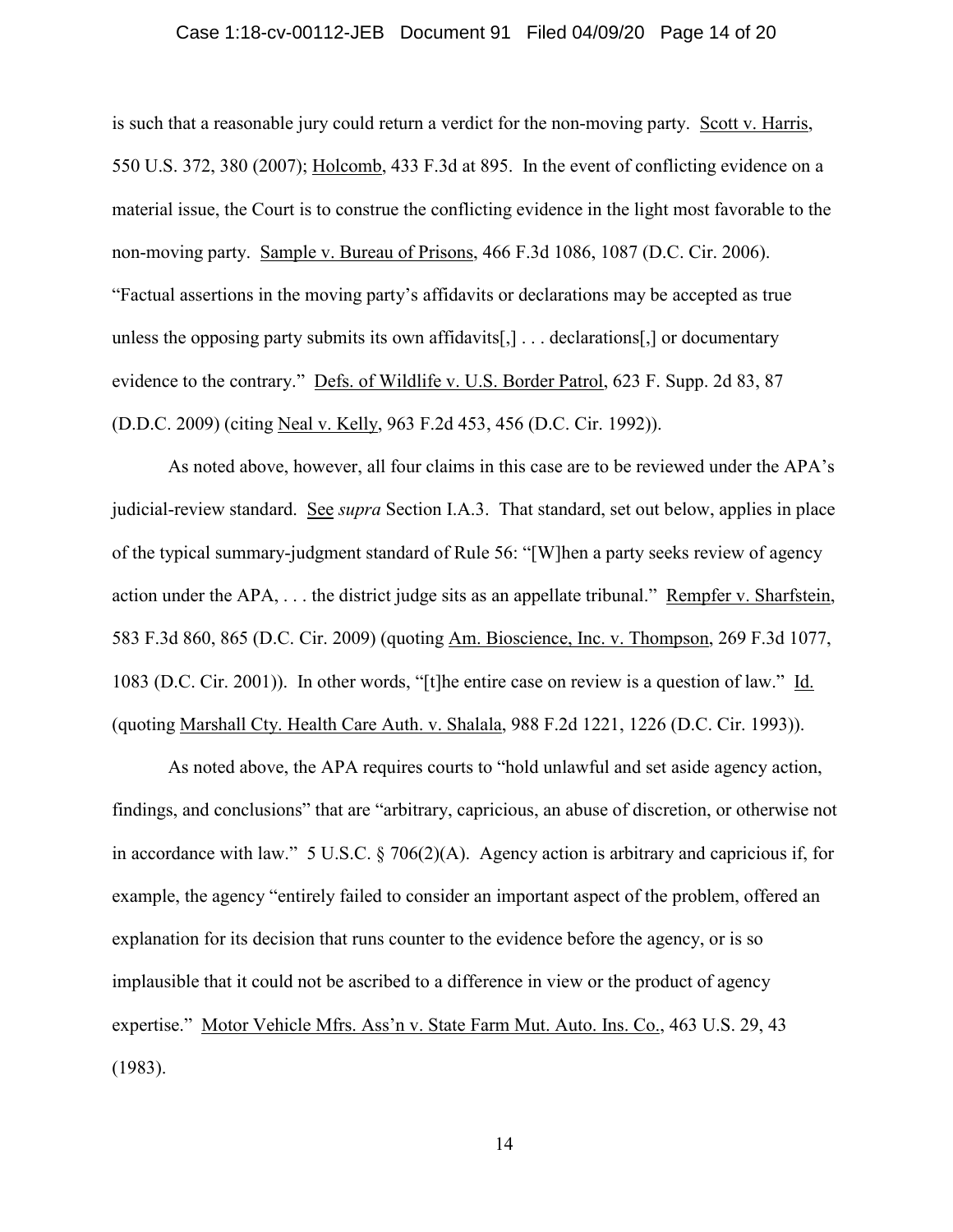is such that a reasonable jury could return a verdict for the non-moving party. Scott v. Harris, 550 U.S. 372, 380 (2007); Holcomb, 433 F.3d at 895. In the event of conflicting evidence on a material issue, the Court is to construe the conflicting evidence in the light most favorable to the non-moving party. Sample v. Bureau of Prisons, 466 F.3d 1086, 1087 (D.C. Cir. 2006). "Factual assertions in the moving party's affidavits or declarations may be accepted as true unless the opposing party submits its own affidavits[,] . . . declarations[,] or documentary evidence to the contrary." Defs. of Wildlife v. U.S. Border Patrol, 623 F. Supp. 2d 83, 87 (D.D.C. 2009) (citing Neal v. Kelly, 963 F.2d 453, 456 (D.C. Cir. 1992)).

As noted above, however, all four claims in this case are to be reviewed under the APA's judicial-review standard. See *supra* Section I.A.3. That standard, set out below, applies in place of the typical summary-judgment standard of Rule 56: "[W]hen a party seeks review of agency action under the APA, . . . the district judge sits as an appellate tribunal." Rempfer v. Sharfstein, 583 F.3d 860, 865 (D.C. Cir. 2009) (quoting Am. Bioscience, Inc. v. Thompson, 269 F.3d 1077, 1083 (D.C. Cir. 2001)). In other words, "[t]he entire case on review is a question of law." Id. (quoting Marshall Cty. Health Care Auth. v. Shalala, 988 F.2d 1221, 1226 (D.C. Cir. 1993)).

As noted above, the APA requires courts to "hold unlawful and set aside agency action, findings, and conclusions" that are "arbitrary, capricious, an abuse of discretion, or otherwise not in accordance with law." 5 U.S.C. § 706(2)(A). Agency action is arbitrary and capricious if, for example, the agency "entirely failed to consider an important aspect of the problem, offered an explanation for its decision that runs counter to the evidence before the agency, or is so implausible that it could not be ascribed to a difference in view or the product of agency expertise." Motor Vehicle Mfrs. Ass'n v. State Farm Mut. Auto. Ins. Co., 463 U.S. 29, 43 (1983).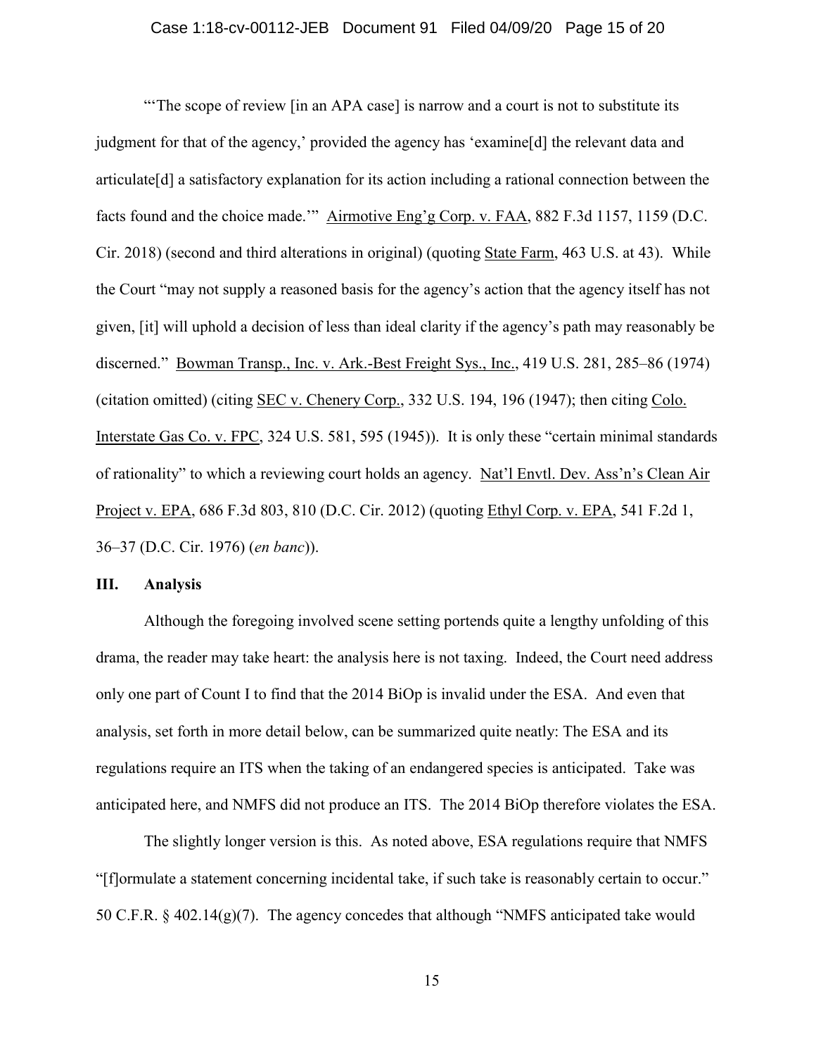"'The scope of review [in an APA case] is narrow and a court is not to substitute its judgment for that of the agency,' provided the agency has 'examine[d] the relevant data and articulate[d] a satisfactory explanation for its action including a rational connection between the facts found and the choice made.'" Airmotive Eng'g Corp. v. FAA, 882 F.3d 1157, 1159 (D.C. Cir. 2018) (second and third alterations in original) (quoting State Farm, 463 U.S. at 43). While the Court "may not supply a reasoned basis for the agency's action that the agency itself has not given, [it] will uphold a decision of less than ideal clarity if the agency's path may reasonably be discerned." Bowman Transp., Inc. v. Ark.-Best Freight Sys., Inc., 419 U.S. 281, 285–86 (1974) (citation omitted) (citing SEC v. Chenery Corp., 332 U.S. 194, 196 (1947); then citing Colo. Interstate Gas Co. v. FPC, 324 U.S. 581, 595 (1945)). It is only these "certain minimal standards of rationality" to which a reviewing court holds an agency. Nat'l Envtl. Dev. Ass'n's Clean Air Project v. EPA, 686 F.3d 803, 810 (D.C. Cir. 2012) (quoting Ethyl Corp. v. EPA, 541 F.2d 1, 36–37 (D.C. Cir. 1976) (*en banc*)).

## III. Analysis

Although the foregoing involved scene setting portends quite a lengthy unfolding of this drama, the reader may take heart: the analysis here is not taxing. Indeed, the Court need address only one part of Count I to find that the 2014 BiOp is invalid under the ESA. And even that analysis, set forth in more detail below, can be summarized quite neatly: The ESA and its regulations require an ITS when the taking of an endangered species is anticipated. Take was anticipated here, and NMFS did not produce an ITS. The 2014 BiOp therefore violates the ESA.

The slightly longer version is this. As noted above, ESA regulations require that NMFS "[f]ormulate a statement concerning incidental take, if such take is reasonably certain to occur." 50 C.F.R. § 402.14(g)(7). The agency concedes that although "NMFS anticipated take would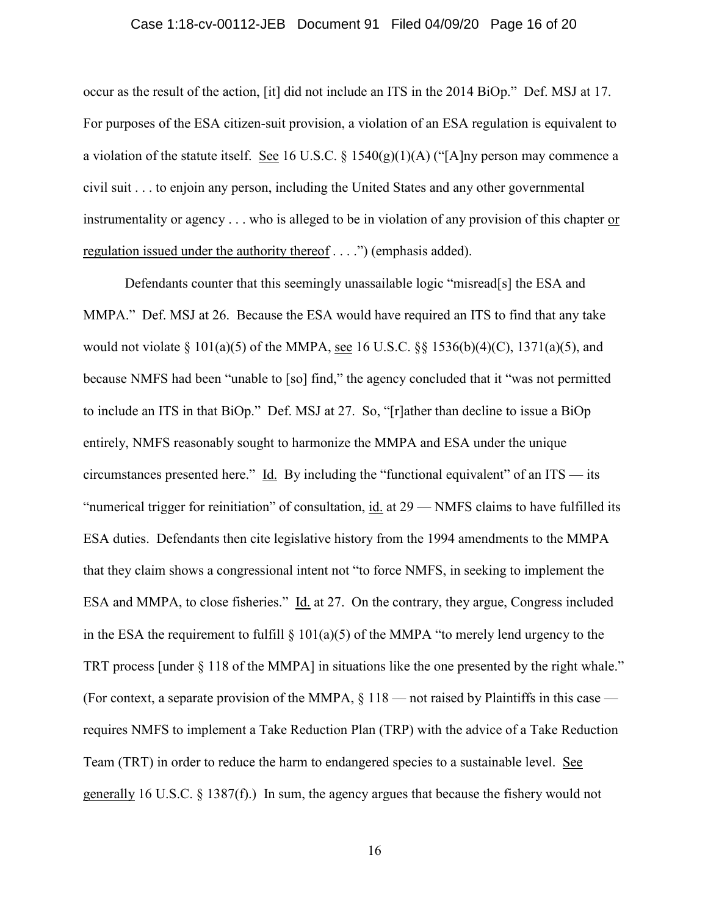occur as the result of the action, [it] did not include an ITS in the 2014 BiOp." Def. MSJ at 17. For purposes of the ESA citizen-suit provision, a violation of an ESA regulation is equivalent to a violation of the statute itself. See 16 U.S.C. § 1540(g)(1)(A) ("[A]ny person may commence a civil suit . . . to enjoin any person, including the United States and any other governmental instrumentality or agency . . . who is alleged to be in violation of any provision of this chapter or regulation issued under the authority thereof . . . .") (emphasis added).

Defendants counter that this seemingly unassailable logic "misread[s] the ESA and MMPA." Def. MSJ at 26. Because the ESA would have required an ITS to find that any take would not violate § 101(a)(5) of the MMPA, see 16 U.S.C. §§ 1536(b)(4)(C), 1371(a)(5), and because NMFS had been "unable to [so] find," the agency concluded that it "was not permitted to include an ITS in that BiOp." Def. MSJ at 27. So, "[r]ather than decline to issue a BiOp entirely, NMFS reasonably sought to harmonize the MMPA and ESA under the unique circumstances presented here." Id. By including the "functional equivalent" of an ITS — its "numerical trigger for reinitiation" of consultation, id. at 29 — NMFS claims to have fulfilled its ESA duties. Defendants then cite legislative history from the 1994 amendments to the MMPA that they claim shows a congressional intent not "to force NMFS, in seeking to implement the ESA and MMPA, to close fisheries." Id. at 27. On the contrary, they argue, Congress included in the ESA the requirement to fulfill § 101(a)(5) of the MMPA "to merely lend urgency to the TRT process [under § 118 of the MMPA] in situations like the one presented by the right whale." (For context, a separate provision of the MMPA, § 118 — not raised by Plaintiffs in this case — requires NMFS to implement a Take Reduction Plan (TRP) with the advice of a Take Reduction Team (TRT) in order to reduce the harm to endangered species to a sustainable level. See generally 16 U.S.C. § 1387(f).) In sum, the agency argues that because the fishery would not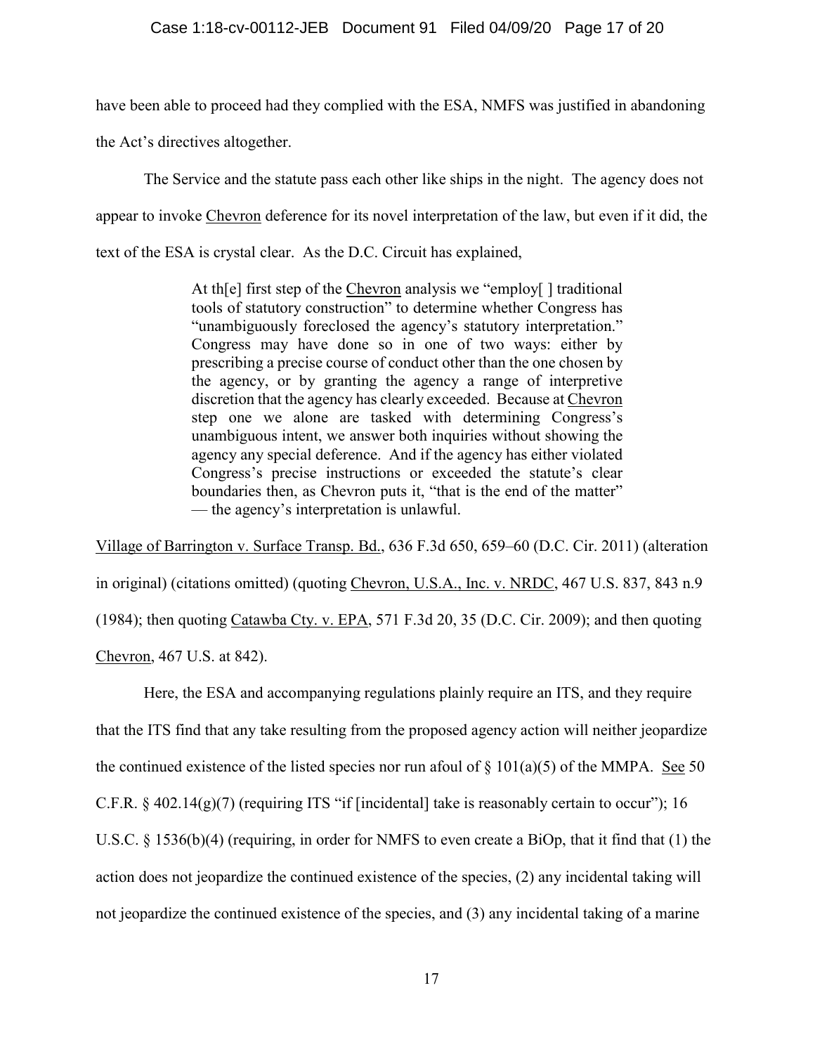have been able to proceed had they complied with the ESA, NMFS was justified in abandoning the Act's directives altogether.

The Service and the statute pass each other like ships in the night. The agency does not appear to invoke Chevron deference for its novel interpretation of the law, but even if it did, the text of the ESA is crystal clear. As the D.C. Circuit has explained,

> At th[e] first step of the Chevron analysis we "employ[ ] traditional tools of statutory construction" to determine whether Congress has "unambiguously foreclosed the agency's statutory interpretation." Congress may have done so in one of two ways: either by prescribing a precise course of conduct other than the one chosen by the agency, or by granting the agency a range of interpretive discretion that the agency has clearly exceeded. Because at Chevron step one we alone are tasked with determining Congress's unambiguous intent, we answer both inquiries without showing the agency any special deference. And if the agency has either violated Congress's precise instructions or exceeded the statute's clear boundaries then, as Chevron puts it, "that is the end of the matter" — the agency's interpretation is unlawful.

Village of Barrington v. Surface Transp. Bd., 636 F.3d 650, 659–60 (D.C. Cir. 2011) (alteration in original) (citations omitted) (quoting Chevron, U.S.A., Inc. v. NRDC, 467 U.S. 837, 843 n.9 (1984); then quoting Catawba Cty. v. EPA, 571 F.3d 20, 35 (D.C. Cir. 2009); and then quoting Chevron, 467 U.S. at 842).

Here, the ESA and accompanying regulations plainly require an ITS, and they require that the ITS find that any take resulting from the proposed agency action will neither jeopardize the continued existence of the listed species nor run afoul of § 101(a)(5) of the MMPA. See 50 C.F.R. § 402.14(g)(7) (requiring ITS "if [incidental] take is reasonably certain to occur"); 16 U.S.C. § 1536(b)(4) (requiring, in order for NMFS to even create a BiOp, that it find that (1) the action does not jeopardize the continued existence of the species, (2) any incidental taking will not jeopardize the continued existence of the species, and (3) any incidental taking of a marine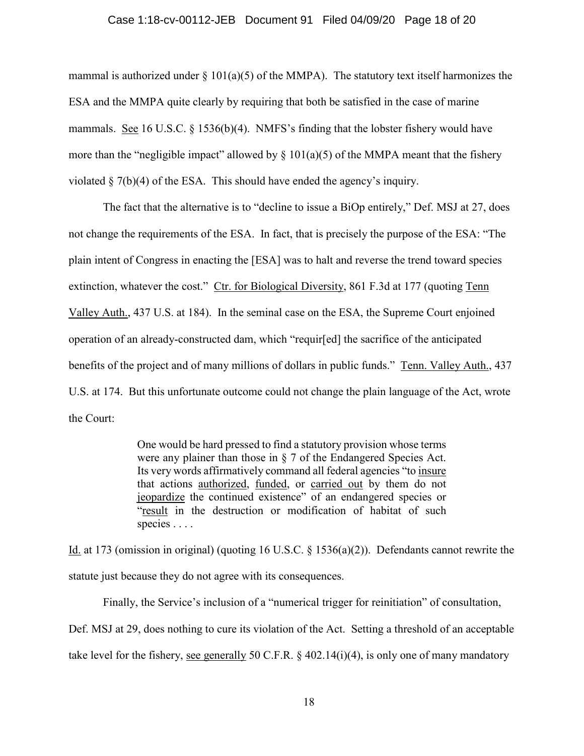mammal is authorized under § 101(a)(5) of the MMPA). The statutory text itself harmonizes the ESA and the MMPA quite clearly by requiring that both be satisfied in the case of marine mammals. See 16 U.S.C. § 1536(b)(4). NMFS's finding that the lobster fishery would have more than the "negligible impact" allowed by § 101(a)(5) of the MMPA meant that the fishery violated § 7(b)(4) of the ESA. This should have ended the agency's inquiry.

The fact that the alternative is to "decline to issue a BiOp entirely," Def. MSJ at 27, does not change the requirements of the ESA. In fact, that is precisely the purpose of the ESA: "The plain intent of Congress in enacting the [ESA] was to halt and reverse the trend toward species extinction, whatever the cost." Ctr. for Biological Diversity, 861 F.3d at 177 (quoting Tenn Valley Auth., 437 U.S. at 184). In the seminal case on the ESA, the Supreme Court enjoined operation of an already-constructed dam, which "requir[ed] the sacrifice of the anticipated benefits of the project and of many millions of dollars in public funds." Tenn. Valley Auth., 437 U.S. at 174. But this unfortunate outcome could not change the plain language of the Act, wrote the Court:

> One would be hard pressed to find a statutory provision whose terms were any plainer than those in § 7 of the Endangered Species Act. Its very words affirmatively command all federal agencies "to insure that actions authorized, funded, or carried out by them do not jeopardize the continued existence" of an endangered species or "result in the destruction or modification of habitat of such species . . . .

Id. at 173 (omission in original) (quoting 16 U.S.C. § 1536(a)(2)). Defendants cannot rewrite the statute just because they do not agree with its consequences.

Finally, the Service's inclusion of a "numerical trigger for reinitiation" of consultation, Def. MSJ at 29, does nothing to cure its violation of the Act. Setting a threshold of an acceptable take level for the fishery, see generally 50 C.F.R. § 402.14(i)(4), is only one of many mandatory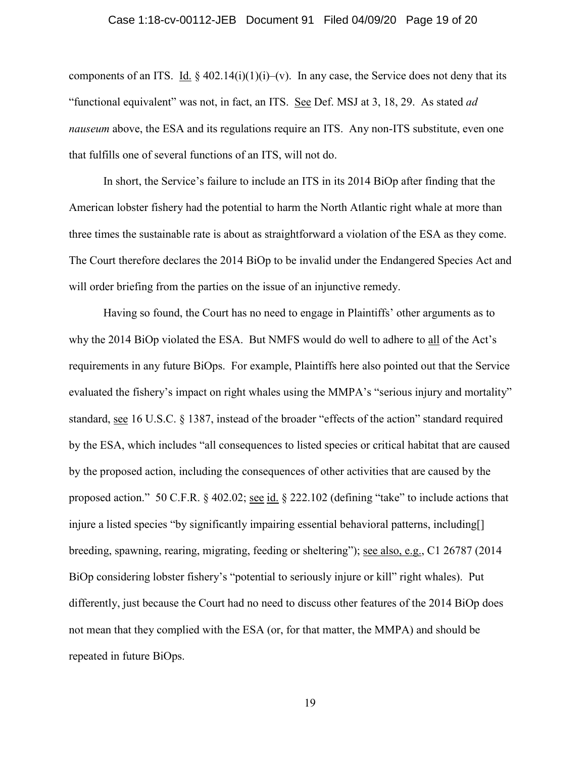components of an ITS. Id. § 402.14(i)(1)(i)–(v). In any case, the Service does not deny that its "functional equivalent" was not, in fact, an ITS. See Def. MSJ at 3, 18, 29. As stated *ad nauseum* above, the ESA and its regulations require an ITS. Any non-ITS substitute, even one that fulfills one of several functions of an ITS, will not do.

In short, the Service's failure to include an ITS in its 2014 BiOp after finding that the American lobster fishery had the potential to harm the North Atlantic right whale at more than three times the sustainable rate is about as straightforward a violation of the ESA as they come. The Court therefore declares the 2014 BiOp to be invalid under the Endangered Species Act and will order briefing from the parties on the issue of an injunctive remedy.

Having so found, the Court has no need to engage in Plaintiffs' other arguments as to why the 2014 BiOp violated the ESA. But NMFS would do well to adhere to all of the Act's requirements in any future BiOps. For example, Plaintiffs here also pointed out that the Service evaluated the fishery's impact on right whales using the MMPA's "serious injury and mortality" standard, see 16 U.S.C. § 1387, instead of the broader "effects of the action" standard required by the ESA, which includes "all consequences to listed species or critical habitat that are caused by the proposed action, including the consequences of other activities that are caused by the proposed action." 50 C.F.R. § 402.02; see id. § 222.102 (defining "take" to include actions that injure a listed species "by significantly impairing essential behavioral patterns, including[] breeding, spawning, rearing, migrating, feeding or sheltering"); see also, e.g., C1 26787 (2014 BiOp considering lobster fishery's "potential to seriously injure or kill" right whales). Put differently, just because the Court had no need to discuss other features of the 2014 BiOp does not mean that they complied with the ESA (or, for that matter, the MMPA) and should be repeated in future BiOps.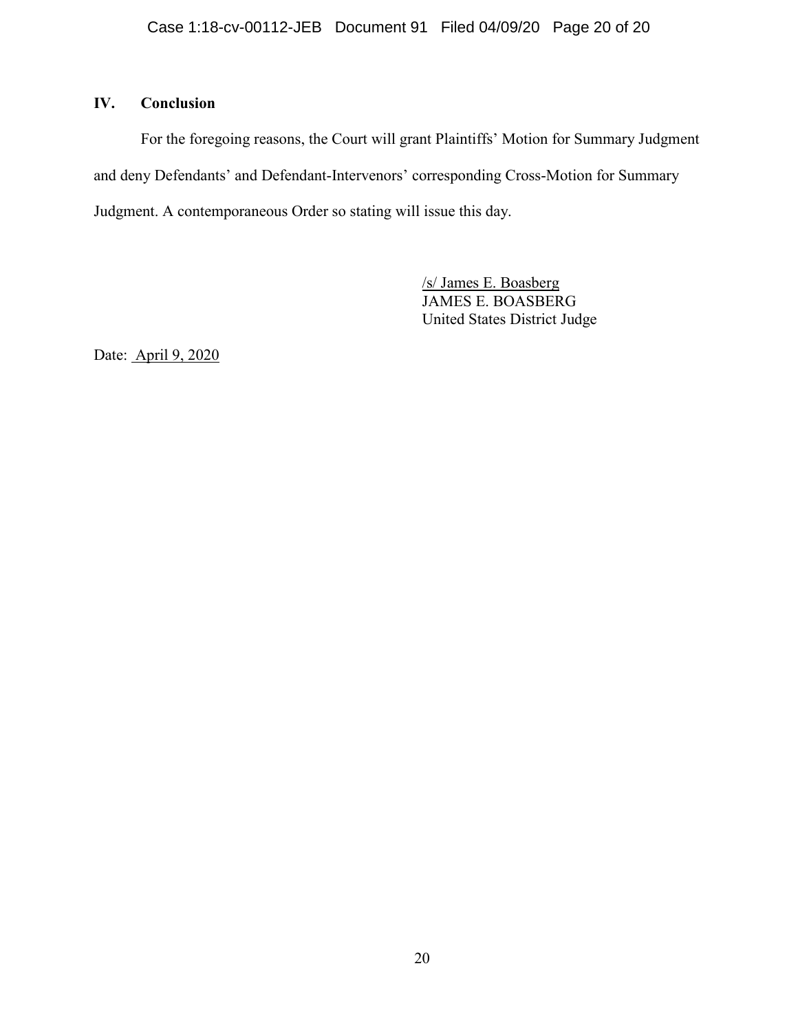## IV. Conclusion

For the foregoing reasons, the Court will grant Plaintiffs' Motion for Summary Judgment and deny Defendants' and Defendant-Intervenors' corresponding Cross-Motion for Summary Judgment. A contemporaneous Order so stating will issue this day.

/s/ James E. Boasberg
JAMES E. BOASBERG
United States District Judge

Date: April 9, 2020